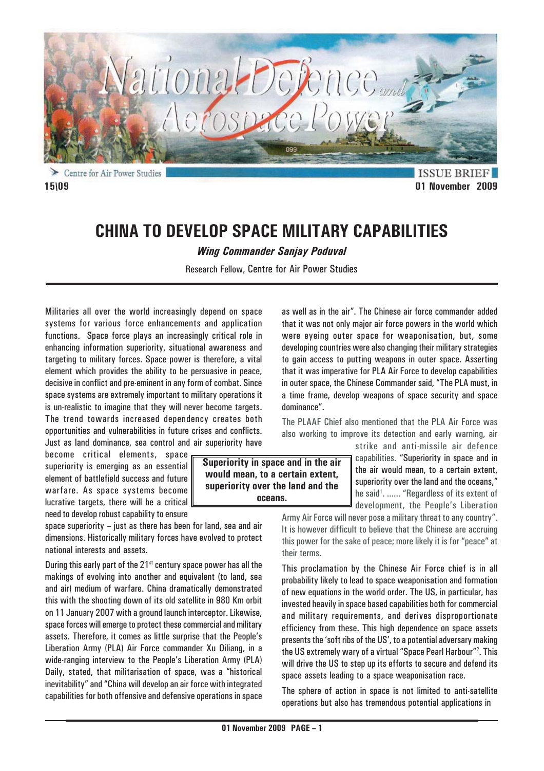Centre for Air Power Studies

ISSUE BRIEF

15\09

01 November 2009

# CHINA TO DEVELOP SPACE MILITARY CAPABILITIES

***Wing Commander Sanjay Poduval***

Research Fellow, Centre for Air Power Studies

Militaries all over the world increasingly depend on space systems for various force enhancements and application functions. Space force plays an increasingly critical role in enhancing information superiority, situational awareness and targeting to military forces. Space power is therefore, a vital element which provides the ability to be persuasive in peace, decisive in conflict and pre-eminent in any form of combat. Since space systems are extremely important to military operations it is un-realistic to imagine that they will never become targets. The trend towards increased dependency creates both opportunities and vulnerabilities in future crises and conflicts. Just as land dominance, sea control and air superiority have become critical elements, space superiority is emerging as an essential element of battlefield success and future warfare. As space systems become lucrative targets, there will be a critical need to develop robust capability to ensure space superiority – just as there has been for land, sea and air dimensions. Historically military forces have evolved to protect national interests and assets.

During this early part of the 21st century space power has all the makings of evolving into another and equivalent (to land, sea and air) medium of warfare. China dramatically demonstrated this with the shooting down of its old satellite in 980 Km orbit on 11 January 2007 with a ground launch interceptor. Likewise, space forces will emerge to protect these commercial and military assets. Therefore, it comes as little surprise that the People's Liberation Army (PLA) Air Force commander Xu Qiliang, in a wide-ranging interview to the People's Liberation Army (PLA) Daily, stated, that militarisation of space, was a "historical inevitability" and "China will develop an air force with integrated capabilities for both offensive and defensive operations in space as well as in the air". The Chinese air force commander added that it was not only major air force powers in the world which were eyeing outer space for weaponisation, but, some developing countries were also changing their military strategies to gain access to putting weapons in outer space. Asserting that it was imperative for PLA Air Force to develop capabilities in outer space, the Chinese Commander said, "The PLA must, in a time frame, develop weapons of space security and space dominance".

The PLAAF Chief also mentioned that the PLA Air Force was also working to improve its detection and early warning, air strike and anti-missile air defence capabilities. "Superiority in space and in the air would mean, to a certain extent, superiority over the land and the oceans," he said[1]. ...... "Regardless of its extent of development, the People's Liberation Army Air Force will never pose a military threat to any country". It is however difficult to believe that the Chinese are accruing this power for the sake of peace; more likely it is for "peace" at their terms.

> **Superiority in space and in the air would mean, to a certain extent, superiority over the land and the oceans.**

This proclamation by the Chinese Air Force chief is in all probability likely to lead to space weaponisation and formation of new equations in the world order. The US, in particular, has invested heavily in space based capabilities both for commercial and military requirements, and derives disproportionate efficiency from these. This high dependence on space assets presents the 'soft ribs of the US', to a potential adversary making the US extremely wary of a virtual "Space Pearl Harbour"[2]. This will drive the US to step up its efforts to secure and defend its space assets leading to a space weaponisation race.

The sphere of action in space is not limited to anti-satellite operations but also has tremendous potential applications in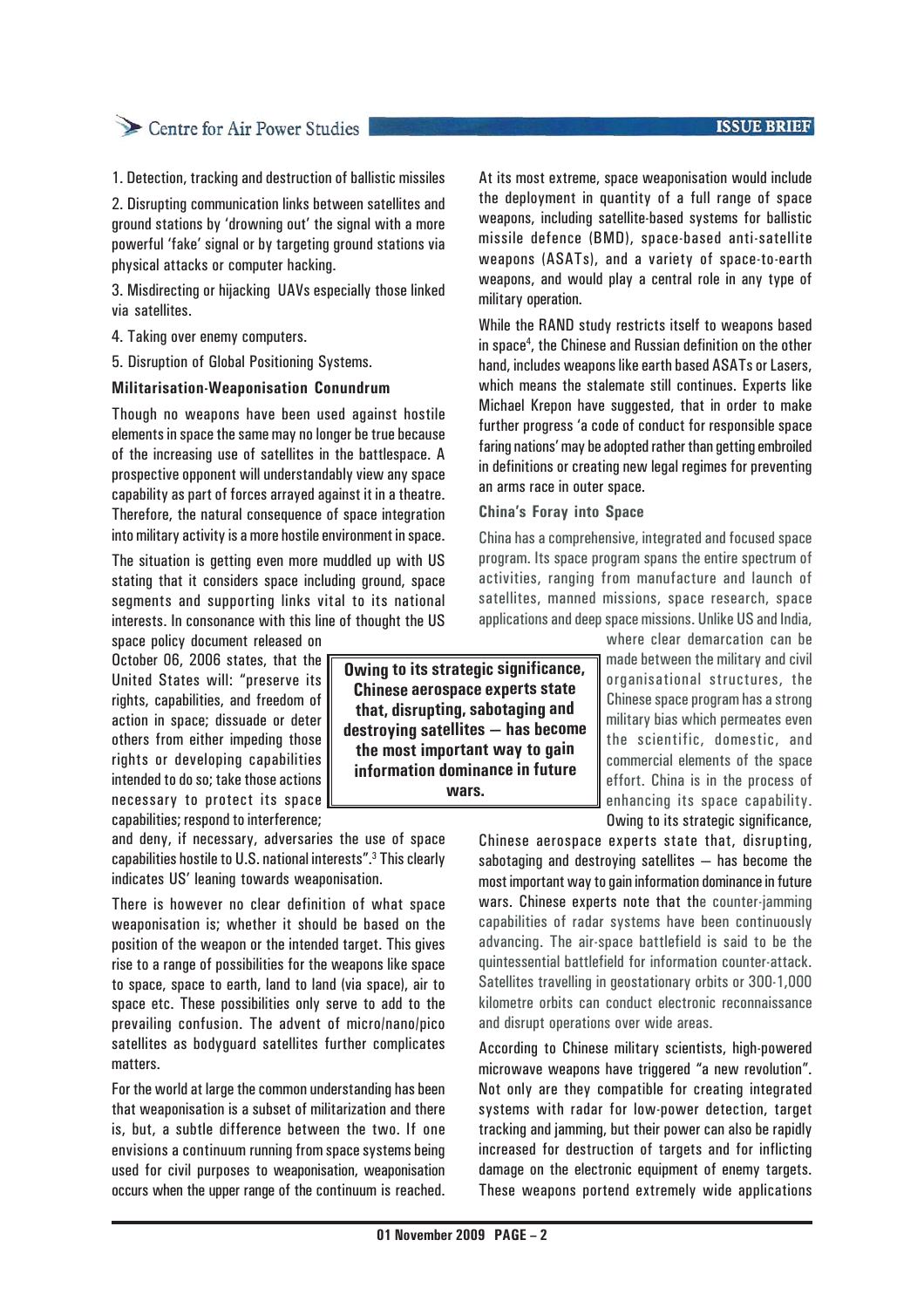1. Detection, tracking and destruction of ballistic missiles

2. Disrupting communication links between satellites and ground stations by 'drowning out' the signal with a more powerful 'fake' signal or by targeting ground stations via physical attacks or computer hacking.

3. Misdirecting or hijacking UAVs especially those linked via satellites.

4. Taking over enemy computers.

5. Disruption of Global Positioning Systems.

**Militarisation-Weaponisation Conundrum**

Though no weapons have been used against hostile elements in space the same may no longer be true because of the increasing use of satellites in the battlespace. A prospective opponent will understandably view any space capability as part of forces arrayed against it in a theatre. Therefore, the natural consequence of space integration into military activity is a more hostile environment in space.

The situation is getting even more muddled up with US stating that it considers space including ground, space segments and supporting links vital to its national interests. In consonance with this line of thought the US space policy document released on October 06, 2006 states, that the United States will: "preserve its rights, capabilities, and freedom of action in space; dissuade or deter others from either impeding those rights or developing capabilities intended to do so; take those actions necessary to protect its space capabilities; respond to interference; and deny, if necessary, adversaries the use of space capabilities hostile to U.S. national interests".[3] This clearly indicates US' leaning towards weaponisation.

There is however no clear definition of what space weaponisation is; whether it should be based on the position of the weapon or the intended target. This gives rise to a range of possibilities for the weapons like space to space, space to earth, land to land (via space), air to space etc. These possibilities only serve to add to the prevailing confusion. The advent of micro/nano/pico satellites as bodyguard satellites further complicates matters.

For the world at large the common understanding has been that weaponisation is a subset of militarization and there is, but, a subtle difference between the two. If one envisions a continuum running from space systems being used for civil purposes to weaponisation, weaponisation occurs when the upper range of the continuum is reached. At its most extreme, space weaponisation would include the deployment in quantity of a full range of space weapons, including satellite-based systems for ballistic missile defence (BMD), space-based anti-satellite weapons (ASATs), and a variety of space-to-earth weapons, and would play a central role in any type of military operation.

While the RAND study restricts itself to weapons based in space[4], the Chinese and Russian definition on the other hand, includes weapons like earth based ASATs or Lasers, which means the stalemate still continues. Experts like Michael Krepon have suggested, that in order to make further progress 'a code of conduct for responsible space faring nations' may be adopted rather than getting embroiled in definitions or creating new legal regimes for preventing an arms race in outer space.

**China's Foray into Space**

China has a comprehensive, integrated and focused space program. Its space program spans the entire spectrum of activities, ranging from manufacture and launch of satellites, manned missions, space research, space applications and deep space missions. Unlike US and India, where clear demarcation can be made between the military and civil organisational structures, the Chinese space program has a strong military bias which permeates even the scientific, domestic, and commercial elements of the space effort. China is in the process of enhancing its space capability. Owing to its strategic significance, Chinese aerospace experts state that, disrupting, sabotaging and destroying satellites – has become the most important way to gain information dominance in future wars. Chinese experts note that the counter-jamming capabilities of radar systems have been continuously advancing. The air-space battlefield is said to be the quintessential battlefield for information counter-attack. Satellites travelling in geostationary orbits or 300-1,000 kilometre orbits can conduct electronic reconnaissance and disrupt operations over wide areas.

> **Owing to its strategic significance, Chinese aerospace experts state that, disrupting, sabotaging and destroying satellites – has become the most important way to gain information dominance in future wars.**

According to Chinese military scientists, high-powered microwave weapons have triggered "a new revolution". Not only are they compatible for creating integrated systems with radar for low-power detection, target tracking and jamming, but their power can also be rapidly increased for destruction of targets and for inflicting damage on the electronic equipment of enemy targets. These weapons portend extremely wide applications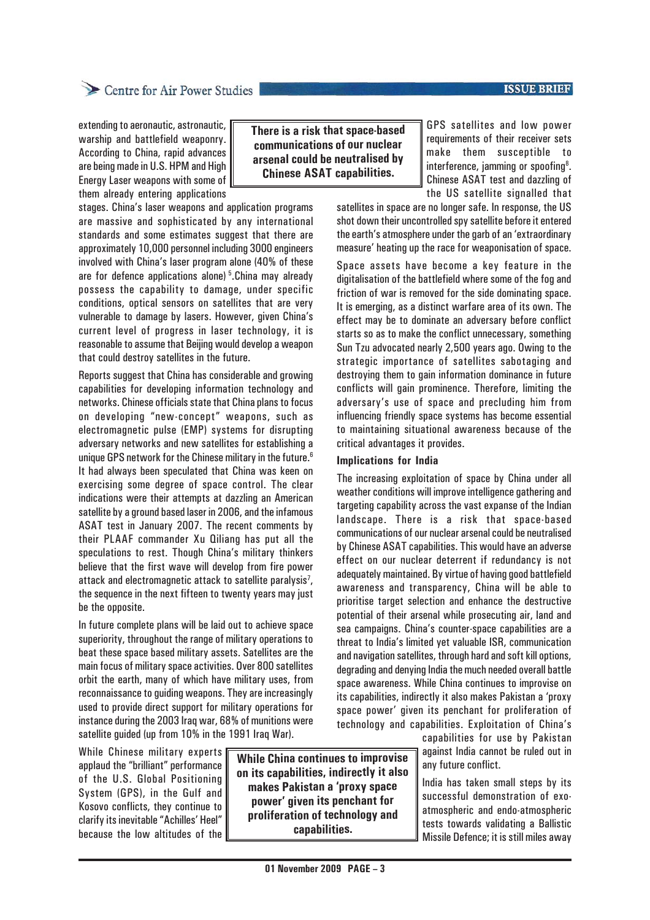extending to aeronautic, astronautic, warship and battlefield weaponry. According to China, rapid advances are being made in U.S. HPM and High Energy Laser weapons with some of them already entering applications stages. China's laser weapons and application programs are massive and sophisticated by any international standards and some estimates suggest that there are approximately 10,000 personnel including 3000 engineers involved with China's laser program alone (40% of these are for defence applications alone) [5].China may already possess the capability to damage, under specific conditions, optical sensors on satellites that are very vulnerable to damage by lasers. However, given China's current level of progress in laser technology, it is reasonable to assume that Beijing would develop a weapon that could destroy satellites in the future.

**There is a risk that space-based communications of our nuclear arsenal could be neutralised by Chinese ASAT capabilities.**

Reports suggest that China has considerable and growing capabilities for developing information technology and networks. Chinese officials state that China plans to focus on developing "new-concept" weapons, such as electromagnetic pulse (EMP) systems for disrupting adversary networks and new satellites for establishing a unique GPS network for the Chinese military in the future.[6] It had always been speculated that China was keen on exercising some degree of space control. The clear indications were their attempts at dazzling an American satellite by a ground based laser in 2006, and the infamous ASAT test in January 2007. The recent comments by their PLAAF commander Xu Qiliang has put all the speculations to rest. Though China's military thinkers believe that the first wave will develop from fire power attack and electromagnetic attack to satellite paralysis[7], the sequence in the next fifteen to twenty years may just be the opposite.

In future complete plans will be laid out to achieve space superiority, throughout the range of military operations to beat these space based military assets. Satellites are the main focus of military space activities. Over 800 satellites orbit the earth, many of which have military uses, from reconnaissance to guiding weapons. They are increasingly used to provide direct support for military operations for instance during the 2003 Iraq war, 68% of munitions were satellite guided (up from 10% in the 1991 Iraq War).

While Chinese military experts applaud the "brilliant" performance of the U.S. Global Positioning System (GPS), in the Gulf and Kosovo conflicts, they continue to clarify its inevitable "Achilles' Heel" because the low altitudes of the GPS satellites and low power requirements of their receiver sets make them susceptible to interference, jamming or spoofing[8]. Chinese ASAT test and dazzling of the US satellite signalled that satellites in space are no longer safe. In response, the US shot down their uncontrolled spy satellite before it entered the earth's atmosphere under the garb of an 'extraordinary measure' heating up the race for weaponisation of space.

Space assets have become a key feature in the digitalisation of the battlefield where some of the fog and friction of war is removed for the side dominating space. It is emerging, as a distinct warfare area of its own. The effect may be to dominate an adversary before conflict starts so as to make the conflict unnecessary, something Sun Tzu advocated nearly 2,500 years ago. Owing to the strategic importance of satellites sabotaging and destroying them to gain information dominance in future conflicts will gain prominence. Therefore, limiting the adversary's use of space and precluding him from influencing friendly space systems has become essential to maintaining situational awareness because of the critical advantages it provides.

### Implications for India

The increasing exploitation of space by China under all weather conditions will improve intelligence gathering and targeting capability across the vast expanse of the Indian landscape. There is a risk that space-based communications of our nuclear arsenal could be neutralised by Chinese ASAT capabilities. This would have an adverse effect on our nuclear deterrent if redundancy is not adequately maintained. By virtue of having good battlefield awareness and transparency, China will be able to prioritise target selection and enhance the destructive potential of their arsenal while prosecuting air, land and sea campaigns. China's counter-space capabilities are a threat to India's limited yet valuable ISR, communication and navigation satellites, through hard and soft kill options, degrading and denying India the much needed overall battle space awareness. While China continues to improvise on its capabilities, indirectly it also makes Pakistan a 'proxy space power' given its penchant for proliferation of technology and capabilities. Exploitation of China's capabilities for use by Pakistan against India cannot be ruled out in any future conflict.

**While China continues to improvise on its capabilities, indirectly it also makes Pakistan a 'proxy space power' given its penchant for proliferation of technology and capabilities.**

India has taken small steps by its successful demonstration of exo-atmospheric and endo-atmospheric tests towards validating a Ballistic Missile Defence; it is still miles away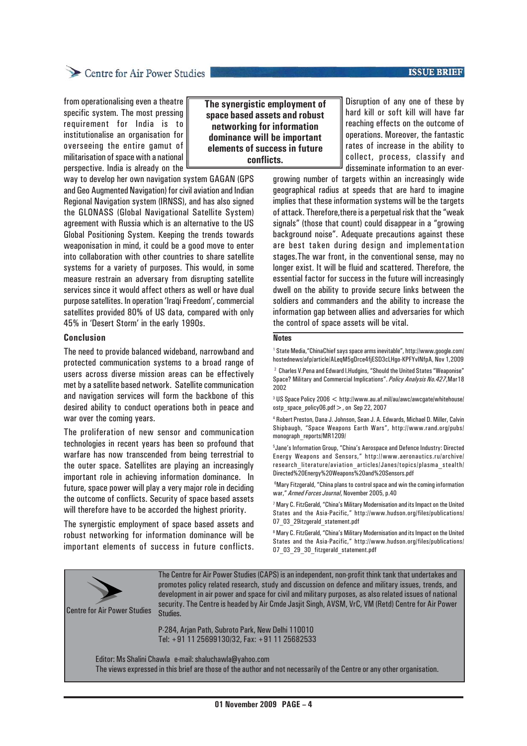from operationalising even a theatre specific system. The most pressing requirement for India is to institutionalise an organisation for overseeing the entire gamut of militarisation of space with a national perspective. India is already on the way to develop her own navigation system GAGAN (GPS and Geo Augmented Navigation) for civil aviation and Indian Regional Navigation system (IRNSS), and has also signed the GLONASS (Global Navigational Satellite System) agreement with Russia which is an alternative to the US Global Positioning System. Keeping the trends towards weaponisation in mind, it could be a good move to enter into collaboration with other countries to share satellite systems for a variety of purposes. This would, in some measure restrain an adversary from disrupting satellite services since it would affect others as well or have dual purpose satellites. In operation 'Iraqi Freedom', commercial satellites provided 80% of US data, compared with only 45% in 'Desert Storm' in the early 1990s.

## Conclusion

The need to provide balanced wideband, narrowband and protected communication systems to a broad range of users across diverse mission areas can be effectively met by a satellite based network. Satellite communication and navigation services will form the backbone of this desired ability to conduct operations both in peace and war over the coming years.

The proliferation of new sensor and communication technologies in recent years has been so profound that warfare has now transcended from being terrestrial to the outer space. Satellites are playing an increasingly important role in achieving information dominance. In future, space power will play a very major role in deciding the outcome of conflicts. Security of space based assets will therefore have to be accorded the highest priority.

The synergistic employment of space based assets and robust networking for information dominance will be important elements of success in future conflicts.

**The synergistic employment of space based assets and robust networking for information dominance will be important elements of success in future conflicts.**

Disruption of any one of these by hard kill or soft kill will have far reaching effects on the outcome of operations. Moreover, the fantastic rates of increase in the ability to collect, process, classify and disseminate information to an ever-growing number of targets within an increasingly wide geographical radius at speeds that are hard to imagine implies that these information systems will be the targets of attack. Therefore,there is a perpetual risk that the "weak signals" (those that count) could disappear in a "growing background noise". Adequate precautions against these are best taken during design and implementation stages.The war front, in the conventional sense, may no longer exist. It will be fluid and scattered. Therefore, the essential factor for success in the future will increasingly dwell on the ability to provide secure links between the soldiers and commanders and the ability to increase the information gap between allies and adversaries for which the control of space assets will be vital.

### Notes

[1] State Media,"ChinaChief says space arms inevitable", http://www.google.com/hostednews/afp/article/ALeqM5gDrce4fjESD3cLHgo-KPFYvINfpA, Nov 1,2009

[2] Charles V.Pena and Edward I.Hudgins, "Should the United States "Weaponise" Space? Military and Commercial Implications". *Policy Analysis No.427*,Mar18 2002

[3] US Space Policy 2006 < http://www.au.af.mil/au/awc/awcgate/whitehouse/ostp_space_policy06.pdf >, on Sep 22, 2007

[4] Robert Preston, Dana J. Johnson, Sean J. A. Edwards, Michael D. Miller, Calvin Shipbaugh, "Space Weapons Earth Wars", http://www.rand.org/pubs/monograph_reports/MR1209/

[5] Jane's Information Group, "China's Aerospace and Defence Industry: Directed Energy Weapons and Sensors," http://www.aeronautics.ru/archive/research_literature/aviation_articles/Janes/topics/plasma_stealth/Directed%20Energy%20Weapons%20and%20Sensors.pdf

[6] Mary Fitzgerald, "China plans to control space and win the coming information war," *Armed Forces Journal*, November 2005, p.40

[7] Mary C. FitzGerald, "China's Military Modernisation and its Impact on the United States and the Asia-Pacific," http://www.hudson.org/files/publications/07_03_29itzgerald_statement.pdf

[8] Mary C. FitzGerald, "China's Military Modernisation and its Impact on the United States and the Asia-Pacific," http://www.hudson.org/files/publications/07_03_29_30_fitzgerald_statement.pdf

---

Centre for Air Power Studies

The Centre for Air Power Studies (CAPS) is an independent, non-profit think tank that undertakes and promotes policy related research, study and discussion on defence and military issues, trends, and development in air power and space for civil and military purposes, as also related issues of national security. The Centre is headed by Air Cmde Jasjit Singh, AVSM, VrC, VM (Retd) Centre for Air Power Studies.

P-284, Arjan Path, Subroto Park, New Delhi 110010
Tel: +91 11 25699130/32, Fax: +91 11 25682533

Editor: Ms Shalini Chawla e-mail: shaluchawla@yahoo.com
The views expressed in this brief are those of the author and not necessarily of the Centre or any other organisation.